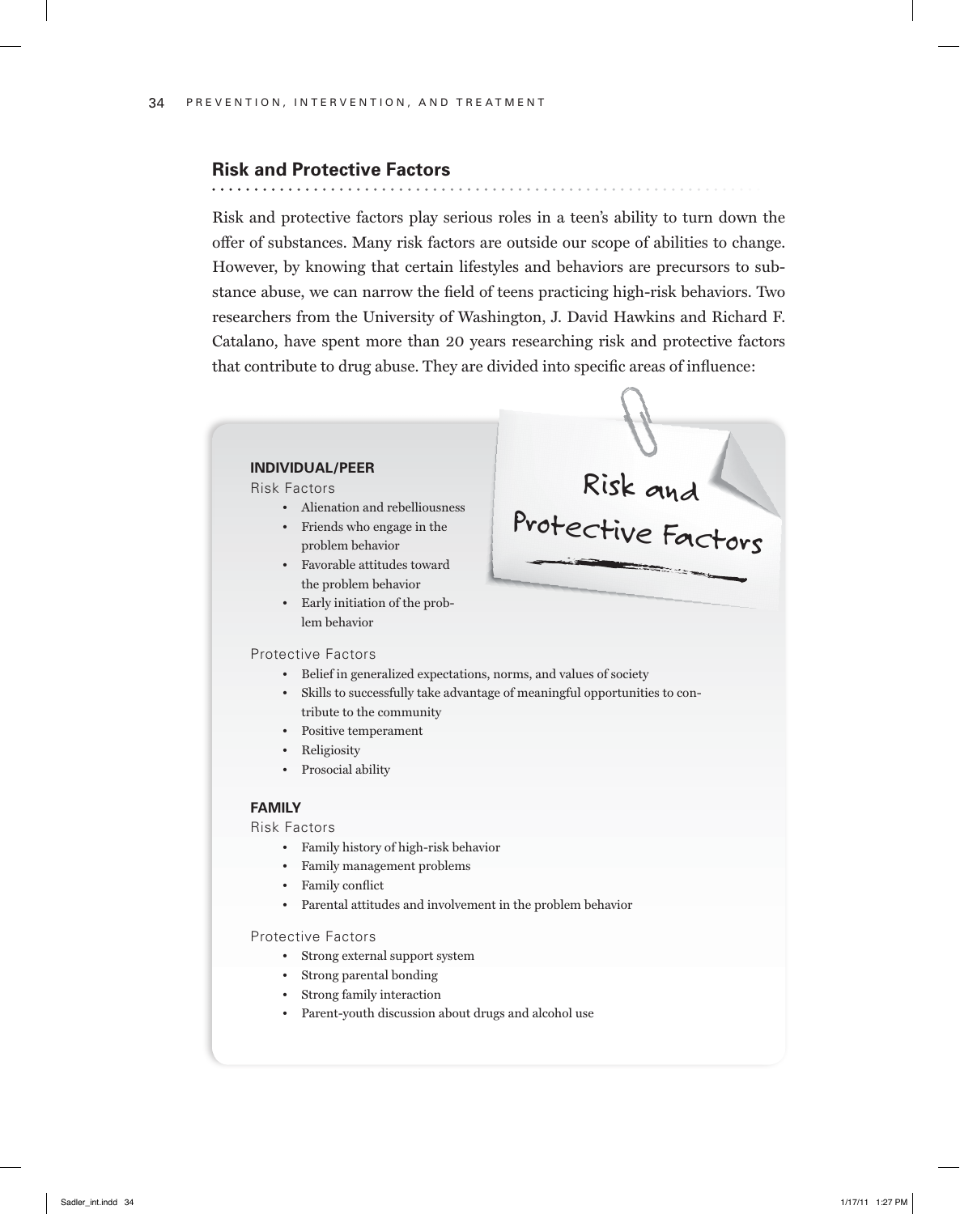## Risk and Protective Factors

Risk and protective factors play serious roles in a teen's ability to turn down the offer of substances. Many risk factors are outside our scope of abilities to change. However, by knowing that certain lifestyles and behaviors are precursors to substance abuse, we can narrow the field of teens practicing high-risk behaviors. Two researchers from the University of Washington, J. David Hawkins and Richard F. Catalano, have spent more than 20 years researching risk and protective factors that contribute to drug abuse. They are divided into specific areas of influence:

### Risk and Protective Factors

**INDIVIDUAL/PEER**

Risk Factors

- Alienation and rebelliousness
- Friends who engage in the problem behavior
- Favorable attitudes toward the problem behavior
- Early initiation of the problem behavior

Protective Factors

- Belief in generalized expectations, norms, and values of society
- Skills to successfully take advantage of meaningful opportunities to contribute to the community
- Positive temperament
- Religiosity
- Prosocial ability

**FAMILY**

Risk Factors

- Family history of high-risk behavior
- Family management problems
- Family conflict
- Parental attitudes and involvement in the problem behavior

Protective Factors

- Strong external support system
- Strong parental bonding
- Strong family interaction
- Parent-youth discussion about drugs and alcohol use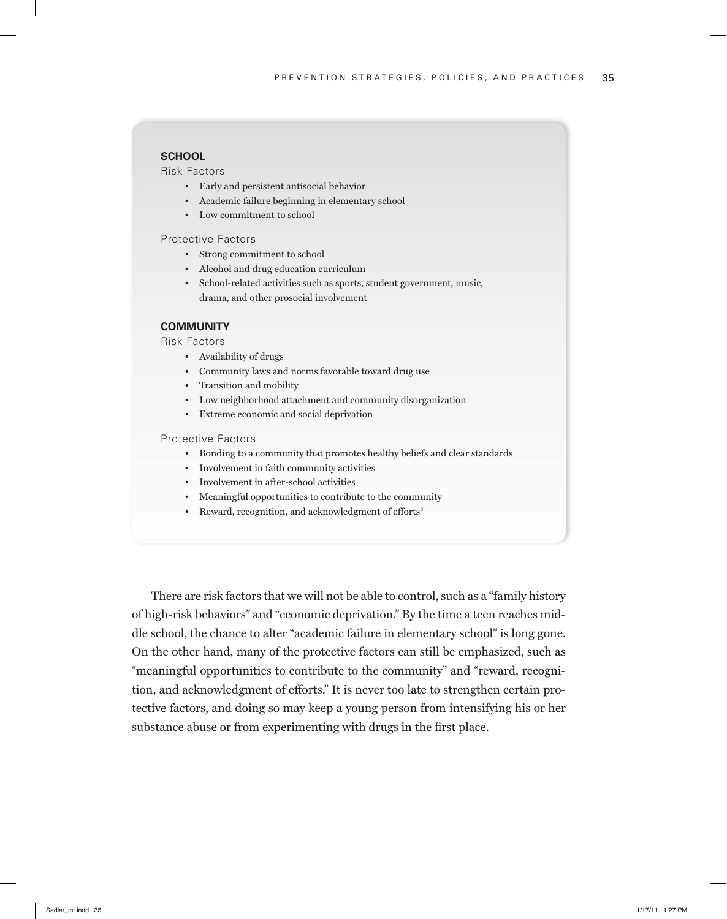**SCHOOL**

Risk Factors

- Early and persistent antisocial behavior
- Academic failure beginning in elementary school
- Low commitment to school

Protective Factors

- Strong commitment to school
- Alcohol and drug education curriculum
- School-related activities such as sports, student government, music, drama, and other prosocial involvement

**COMMUNITY**

Risk Factors

- Availability of drugs
- Community laws and norms favorable toward drug use
- Transition and mobility
- Low neighborhood attachment and community disorganization
- Extreme economic and social deprivation

Protective Factors

- Bonding to a community that promotes healthy beliefs and clear standards
- Involvement in faith community activities
- Involvement in after-school activities
- Meaningful opportunities to contribute to the community
- Reward, recognition, and acknowledgment of efforts[3]

There are risk factors that we will not be able to control, such as a "family history of high-risk behaviors" and "economic deprivation." By the time a teen reaches middle school, the chance to alter "academic failure in elementary school" is long gone. On the other hand, many of the protective factors can still be emphasized, such as "meaningful opportunities to contribute to the community" and "reward, recognition, and acknowledgment of efforts." It is never too late to strengthen certain protective factors, and doing so may keep a young person from intensifying his or her substance abuse or from experimenting with drugs in the first place.